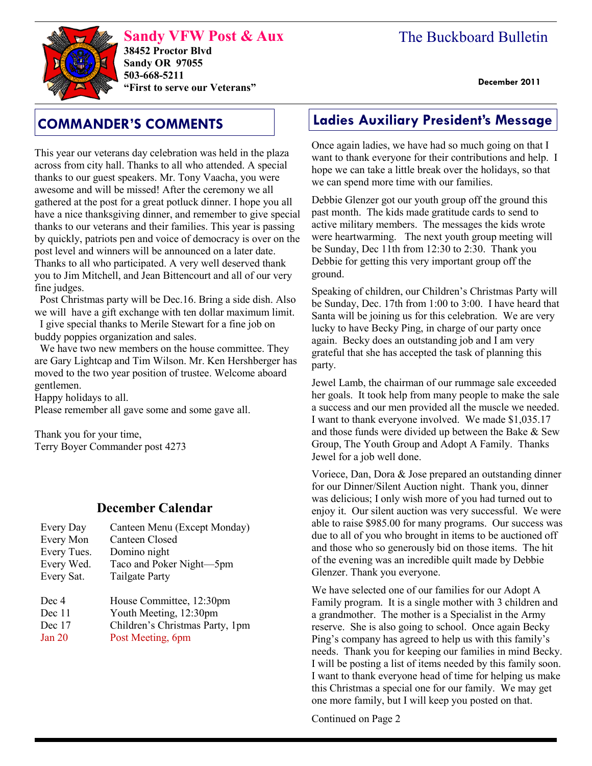# Sandy VFW Post & Aux

**38452 Proctor Blvd**
**Sandy OR 97055**
**503-668-5211**
**"First to serve our Veterans"**

# The Buckboard Bulletin

**December 2011**

## COMMANDER'S COMMENTS

This year our veterans day celebration was held in the plaza across from city hall. Thanks to all who attended. A special thanks to our guest speakers. Mr. Tony Vaacha, you were awesome and will be missed! After the ceremony we all gathered at the post for a great potluck dinner. I hope you all have a nice thanksgiving dinner, and remember to give special thanks to our veterans and their families. This year is passing by quickly, patriots pen and voice of democracy is over on the post level and winners will be announced on a later date. Thanks to all who participated. A very well deserved thank you to Jim Mitchell, and Jean Bittencourt and all of our very fine judges.

Post Christmas party will be Dec.16. Bring a side dish. Also we will have a gift exchange with ten dollar maximum limit.

I give special thanks to Merile Stewart for a fine job on buddy poppies organization and sales.

We have two new members on the house committee. They are Gary Lightcap and Tim Wilson. Mr. Ken Hershberger has moved to the two year position of trustee. Welcome aboard gentlemen.

Happy holidays to all.

Please remember all gave some and some gave all.

Thank you for your time,
Terry Boyer Commander post 4273

### December Calendar

| | |
|---|---|
| Every Day | Canteen Menu (Except Monday) |
| Every Mon | Canteen Closed |
| Every Tues. | Domino night |
| Every Wed. | Taco and Poker Night—5pm |
| Every Sat. | Tailgate Party |
| Dec 4 | House Committee, 12:30pm |
| Dec 11 | Youth Meeting, 12:30pm |
| Dec 17 | Children's Christmas Party, 1pm |
| Jan 20 | Post Meeting, 6pm |

## Ladies Auxiliary President's Message

Once again ladies, we have had so much going on that I want to thank everyone for their contributions and help. I hope we can take a little break over the holidays, so that we can spend more time with our families.

Debbie Glenzer got our youth group off the ground this past month. The kids made gratitude cards to send to active military members. The messages the kids wrote were heartwarming. The next youth group meeting will be Sunday, Dec 11th from 12:30 to 2:30. Thank you Debbie for getting this very important group off the ground.

Speaking of children, our Children's Christmas Party will be Sunday, Dec. 17th from 1:00 to 3:00. I have heard that Santa will be joining us for this celebration. We are very lucky to have Becky Ping, in charge of our party once again. Becky does an outstanding job and I am very grateful that she has accepted the task of planning this party.

Jewel Lamb, the chairman of our rummage sale exceeded her goals. It took help from many people to make the sale a success and our men provided all the muscle we needed. I want to thank everyone involved. We made $1,035.17 and those funds were divided up between the Bake & Sew Group, The Youth Group and Adopt A Family. Thanks Jewel for a job well done.

Voriece, Dan, Dora & Jose prepared an outstanding dinner for our Dinner/Silent Auction night. Thank you, dinner was delicious; I only wish more of you had turned out to enjoy it. Our silent auction was very successful. We were able to raise $985.00 for many programs. Our success was due to all of you who brought in items to be auctioned off and those who so generously bid on those items. The hit of the evening was an incredible quilt made by Debbie Glenzer. Thank you everyone.

We have selected one of our families for our Adopt A Family program. It is a single mother with 3 children and a grandmother. The mother is a Specialist in the Army reserve. She is also going to school. Once again Becky Ping's company has agreed to help us with this family's needs. Thank you for keeping our families in mind Becky. I will be posting a list of items needed by this family soon. I want to thank everyone head of time for helping us make this Christmas a special one for our family. We may get one more family, but I will keep you posted on that.

Continued on Page 2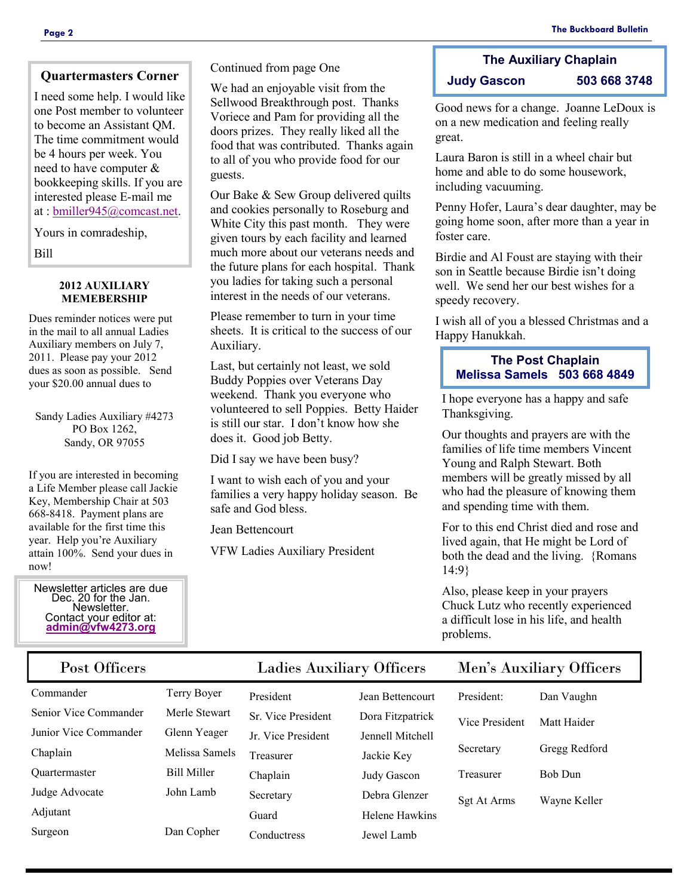## Quartermasters Corner

I need some help. I would like one Post member to volunteer to become an Assistant QM. The time commitment would be 4 hours per week. You need to have computer & bookkeeping skills. If you are interested please E-mail me at : bmiller945@comcast.net.

Yours in comradeship,

Bill

### 2012 AUXILIARY MEMEBERSHIP

Dues reminder notices were put in the mail to all annual Ladies Auxiliary members on July 7, 2011. Please pay your 2012 dues as soon as possible. Send your $20.00 annual dues to

Sandy Ladies Auxiliary #4273
PO Box 1262,
Sandy, OR 97055

If you are interested in becoming a Life Member please call Jackie Key, Membership Chair at 503 668-8418. Payment plans are available for the first time this year. Help you're Auxiliary attain 100%. Send your dues in now!

Newsletter articles are due Dec. 20 for the Jan. Newsletter.
Contact your editor at:
**admin@vfw4273.org**

Continued from page One

We had an enjoyable visit from the Sellwood Breakthrough post. Thanks Voriece and Pam for providing all the doors prizes. They really liked all the food that was contributed. Thanks again to all of you who provide food for our guests.

Our Bake & Sew Group delivered quilts and cookies personally to Roseburg and White City this past month. They were given tours by each facility and learned much more about our veterans needs and the future plans for each hospital. Thank you ladies for taking such a personal interest in the needs of our veterans.

Please remember to turn in your time sheets. It is critical to the success of our Auxiliary.

Last, but certainly not least, we sold Buddy Poppies over Veterans Day weekend. Thank you everyone who volunteered to sell Poppies. Betty Haider is still our star. I don't know how she does it. Good job Betty.

Did I say we have been busy?

I want to wish each of you and your families a very happy holiday season. Be safe and God bless.

Jean Bettencourt

VFW Ladies Auxiliary President

## The Auxiliary Chaplain

**Judy Gascon 503 668 3748**

Good news for a change. Joanne LeDoux is on a new medication and feeling really great.

Laura Baron is still in a wheel chair but home and able to do some housework, including vacuuming.

Penny Hofer, Laura's dear daughter, may be going home soon, after more than a year in foster care.

Birdie and Al Foust are staying with their son in Seattle because Birdie isn't doing well. We send her our best wishes for a speedy recovery.

I wish all of you a blessed Christmas and a Happy Hanukkah.

## The Post Chaplain

**Melissa Samels 503 668 4849**

I hope everyone has a happy and safe Thanksgiving.

Our thoughts and prayers are with the families of life time members Vincent Young and Ralph Stewart. Both members will be greatly missed by all who had the pleasure of knowing them and spending time with them.

For to this end Christ died and rose and lived again, that He might be Lord of both the dead and the living. {Romans 14:9}

Also, please keep in your prayers Chuck Lutz who recently experienced a difficult lose in his life, and health problems.

| Post Officers | | Ladies Auxiliary Officers | | Men's Auxiliary Officers | |
|---|---|---|---|---|---|
| Commander | Terry Boyer | President | Jean Bettencourt | President: | Dan Vaughn |
| Senior Vice Commander | Merle Stewart | Sr. Vice President | Dora Fitzpatrick | Vice President | Matt Haider |
| Junior Vice Commander | Glenn Yeager | Jr. Vice President | Jennell Mitchell | Secretary | Gregg Redford |
| Chaplain | Melissa Samels | Treasurer | Jackie Key | Treasurer | Bob Dun |
| Quartermaster | Bill Miller | Chaplain | Judy Gascon | Sgt At Arms | Wayne Keller |
| Judge Advocate | John Lamb | Secretary | Debra Glenzer | | |
| Adjutant | | Guard | Helene Hawkins | | |
| Surgeon | Dan Copher | Conductress | Jewel Lamb | | |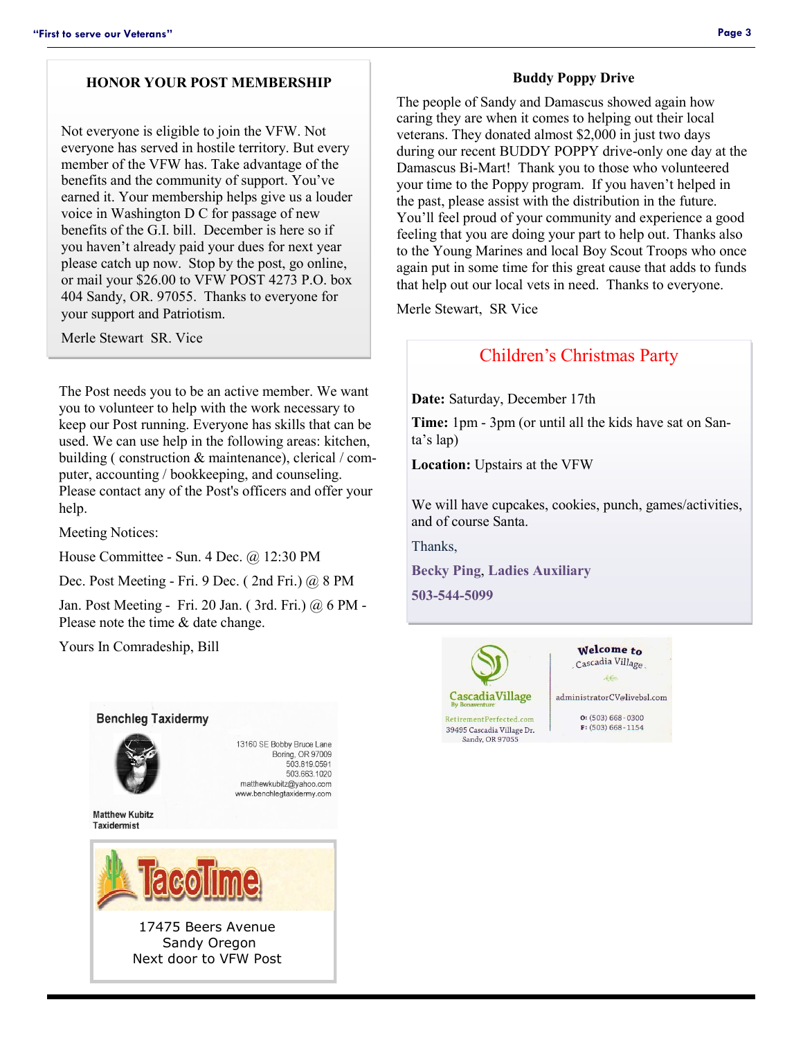### HONOR YOUR POST MEMBERSHIP

Not everyone is eligible to join the VFW. Not everyone has served in hostile territory. But every member of the VFW has. Take advantage of the benefits and the community of support. You've earned it. Your membership helps give us a louder voice in Washington D C for passage of new benefits of the G.I. bill. December is here so if you haven't already paid your dues for next year please catch up now. Stop by the post, go online, or mail your $26.00 to VFW POST 4273 P.O. box 404 Sandy, OR. 97055. Thanks to everyone for your support and Patriotism.

Merle Stewart SR. Vice

The Post needs you to be an active member. We want you to volunteer to help with the work necessary to keep our Post running. Everyone has skills that can be used. We can use help in the following areas: kitchen, building ( construction & maintenance), clerical / computer, accounting / bookkeeping, and counseling. Please contact any of the Post's officers and offer your help.

Meeting Notices:

House Committee - Sun. 4 Dec. @ 12:30 PM

Dec. Post Meeting - Fri. 9 Dec. ( 2nd Fri.) @ 8 PM

Jan. Post Meeting - Fri. 20 Jan. ( 3rd. Fri.) @ 6 PM - Please note the time & date change.

Yours In Comradeship, Bill

**Benchleg Taxidermy**

13160 SE Bobby Bruce Lane
Boring, OR 97009
503.819.0591
503.663.1020
matthewkubitz@yahoo.com
www.benchlegtaxidermy.com

Matthew Kubitz
Taxidermist

**TacoTime**

17475 Beers Avenue
Sandy Oregon
Next door to VFW Post

### Buddy Poppy Drive

The people of Sandy and Damascus showed again how caring they are when it comes to helping out their local veterans. They donated almost $2,000 in just two days during our recent BUDDY POPPY drive-only one day at the Damascus Bi-Mart! Thank you to those who volunteered your time to the Poppy program. If you haven't helped in the past, please assist with the distribution in the future. You'll feel proud of your community and experience a good feeling that you are doing your part to help out. Thanks also to the Young Marines and local Boy Scout Troops who once again put in some time for this great cause that adds to funds that help out our local vets in need. Thanks to everyone.

Merle Stewart, SR Vice

## Children's Christmas Party

**Date:** Saturday, December 17th

**Time:** 1pm - 3pm (or until all the kids have sat on Santa's lap)

**Location:** Upstairs at the VFW

We will have cupcakes, cookies, punch, games/activities, and of course Santa.

Thanks,

**Becky Ping, Ladies Auxiliary**

**503-544-5099**

**CascadiaVillage**
By Bonaventure
RetirementPerfected.com
39495 Cascadia Village Dr.
Sandy, OR 97055

Welcome to Cascadia Village

administratorCV@livebsl.com

O: (503) 668-0300
F: (503) 668-1154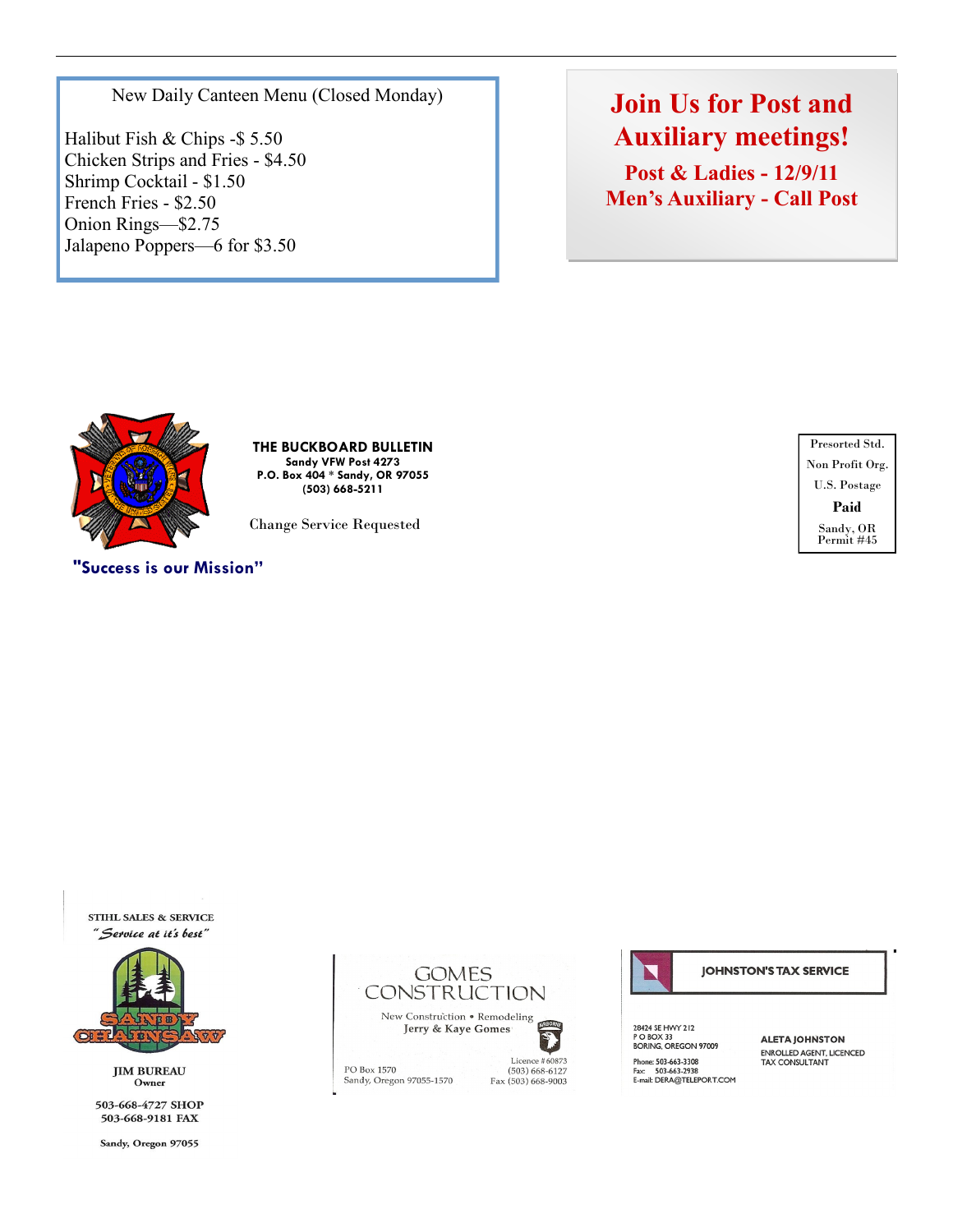New Daily Canteen Menu (Closed Monday)

Halibut Fish & Chips -$ 5.50
Chicken Strips and Fries - $4.50
Shrimp Cocktail - $1.50
French Fries - $2.50
Onion Rings—$2.75
Jalapeno Poppers—6 for $3.50

## Join Us for Post and Auxiliary meetings!

**Post & Ladies - 12/9/11**
**Men's Auxiliary - Call Post**

**THE BUCKBOARD BULLETIN**
**Sandy VFW Post 4273**
**P.O. Box 404 * Sandy, OR 97055**
**(503) 668-5211**

Change Service Requested

**"Success is our Mission"**

Presorted Std.
Non Profit Org.
U.S. Postage
**Paid**
Sandy, OR
Permit #45

STIHL SALES & SERVICE
*"Service at it's best"*
SANDY CHAINSAW
JIM BUREAU
Owner
503-668-4727 SHOP
503-668-9181 FAX
Sandy, Oregon 97055

GOMES CONSTRUCTION
New Construction • Remodeling
Jerry & Kaye Gomes
Licence # 60873
PO Box 1570
Sandy, Oregon 97055-1570
(503) 668-6127
Fax (503) 668-9003

JOHNSTON'S TAX SERVICE
28424 SE HWY 212
P O BOX 33
BORING, OREGON 97009
Phone: 503-663-3308
Fax: 503-663-2938
E-mail: DERA@TELEPORT.COM
ALETA JOHNSTON
ENROLLED AGENT, LICENCED TAX CONSULTANT